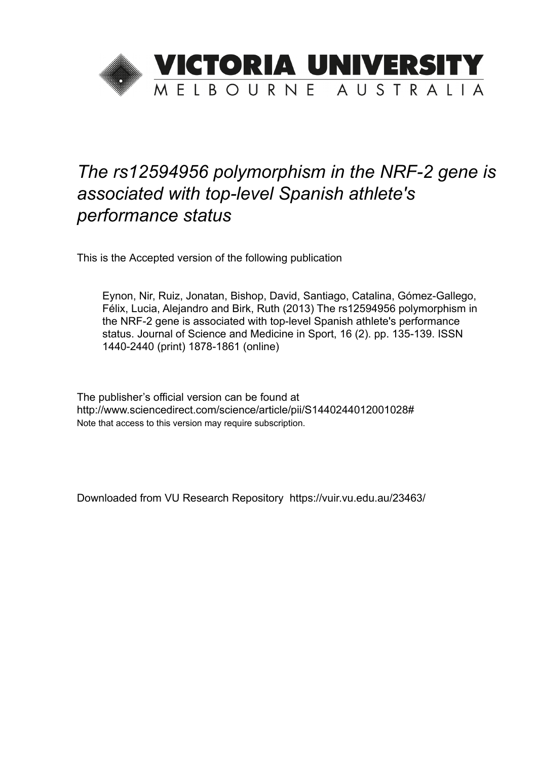VICTORIA UNIVERSITY

MELBOURNE AUSTRALIA

# *The rs12594956 polymorphism in the NRF-2 gene is associated with top-level Spanish athlete's performance status*

This is the Accepted version of the following publication

> Eynon, Nir, Ruiz, Jonatan, Bishop, David, Santiago, Catalina, Gómez-Gallego, Félix, Lucia, Alejandro and Birk, Ruth (2013) The rs12594956 polymorphism in the NRF-2 gene is associated with top-level Spanish athlete's performance status. Journal of Science and Medicine in Sport, 16 (2). pp. 135-139. ISSN 1440-2440 (print) 1878-1861 (online)

The publisher's official version can be found at
http://www.sciencedirect.com/science/article/pii/S1440244012001028#
Note that access to this version may require subscription.

Downloaded from VU Research Repository https://vuir.vu.edu.au/23463/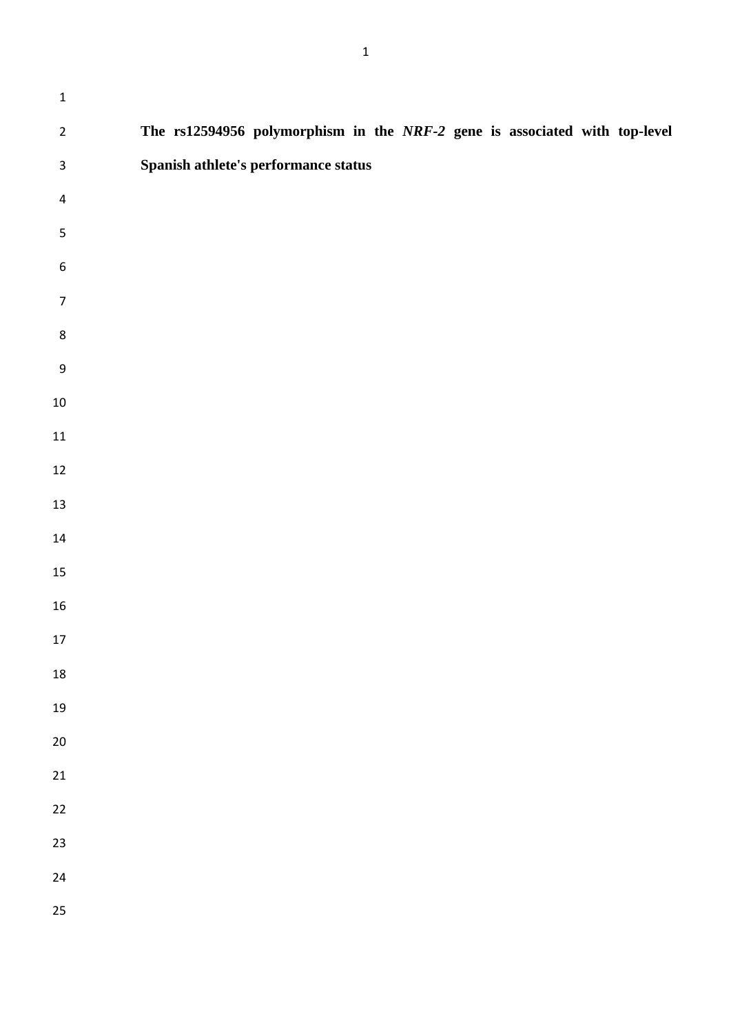# The rs12594956 polymorphism in the *NRF-2* gene is associated with top-level Spanish athlete's performance status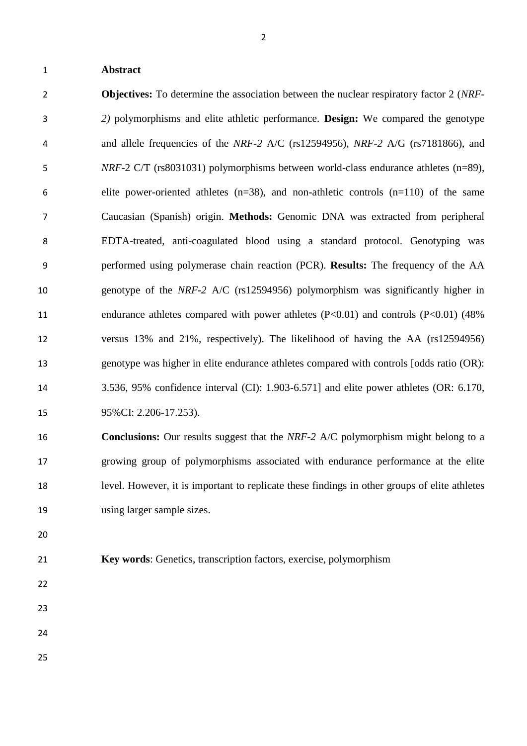## Abstract

**Objectives:** To determine the association between the nuclear respiratory factor 2 (*NRF-2)* polymorphisms and elite athletic performance. **Design:** We compared the genotype and allele frequencies of the *NRF-2* A/C (rs12594956), *NRF-2* A/G (rs7181866), and *NRF*-2 C/T (rs8031031) polymorphisms between world-class endurance athletes (n=89), elite power-oriented athletes (n=38), and non-athletic controls (n=110) of the same Caucasian (Spanish) origin. **Methods:** Genomic DNA was extracted from peripheral EDTA-treated, anti-coagulated blood using a standard protocol. Genotyping was performed using polymerase chain reaction (PCR). **Results:** The frequency of the AA genotype of the *NRF-2* A/C (rs12594956) polymorphism was significantly higher in endurance athletes compared with power athletes ($P<0.01$) and controls ($P<0.01$) (48% versus 13% and 21%, respectively). The likelihood of having the AA (rs12594956) genotype was higher in elite endurance athletes compared with controls [odds ratio (OR): 3.536, 95% confidence interval (CI): 1.903-6.571] and elite power athletes (OR: 6.170, 95%CI: 2.206-17.253).

**Conclusions:** Our results suggest that the *NRF-2* A/C polymorphism might belong to a growing group of polymorphisms associated with endurance performance at the elite level. However, it is important to replicate these findings in other groups of elite athletes using larger sample sizes.

**Key words**: Genetics, transcription factors, exercise, polymorphism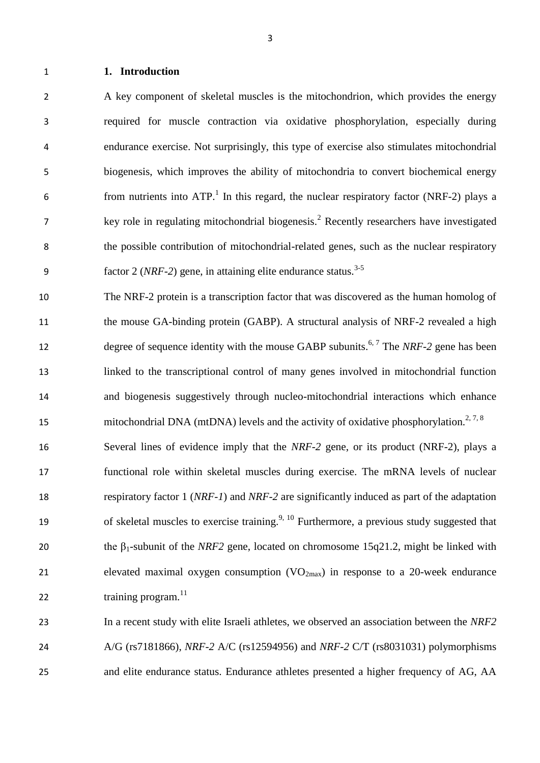# 1. Introduction

A key component of skeletal muscles is the mitochondrion, which provides the energy required for muscle contraction via oxidative phosphorylation, especially during endurance exercise. Not surprisingly, this type of exercise also stimulates mitochondrial biogenesis, which improves the ability of mitochondria to convert biochemical energy from nutrients into ATP.[1] In this regard, the nuclear respiratory factor (NRF-2) plays a key role in regulating mitochondrial biogenesis.[2] Recently researchers have investigated the possible contribution of mitochondrial-related genes, such as the nuclear respiratory factor 2 (*NRF-2*) gene, in attaining elite endurance status.[3-5]

The NRF-2 protein is a transcription factor that was discovered as the human homolog of the mouse GA-binding protein (GABP). A structural analysis of NRF-2 revealed a high degree of sequence identity with the mouse GABP subunits.[6, 7] The *NRF-2* gene has been linked to the transcriptional control of many genes involved in mitochondrial function and biogenesis suggestively through nucleo-mitochondrial interactions which enhance mitochondrial DNA (mtDNA) levels and the activity of oxidative phosphorylation.[2, 7, 8]

Several lines of evidence imply that the *NRF-2* gene, or its product (NRF-2), plays a functional role within skeletal muscles during exercise. The mRNA levels of nuclear respiratory factor 1 (*NRF-1*) and *NRF-2* are significantly induced as part of the adaptation of skeletal muscles to exercise training.[9, 10] Furthermore, a previous study suggested that the $\beta_1$-subunit of the *NRF2* gene, located on chromosome 15q21.2, might be linked with elevated maximal oxygen consumption ($VO_{2max}$) in response to a 20-week endurance training program.[11]

In a recent study with elite Israeli athletes, we observed an association between the *NRF2* A/G (rs7181866), *NRF-2* A/C (rs12594956) and *NRF-2* C/T (rs8031031) polymorphisms and elite endurance status. Endurance athletes presented a higher frequency of AG, AA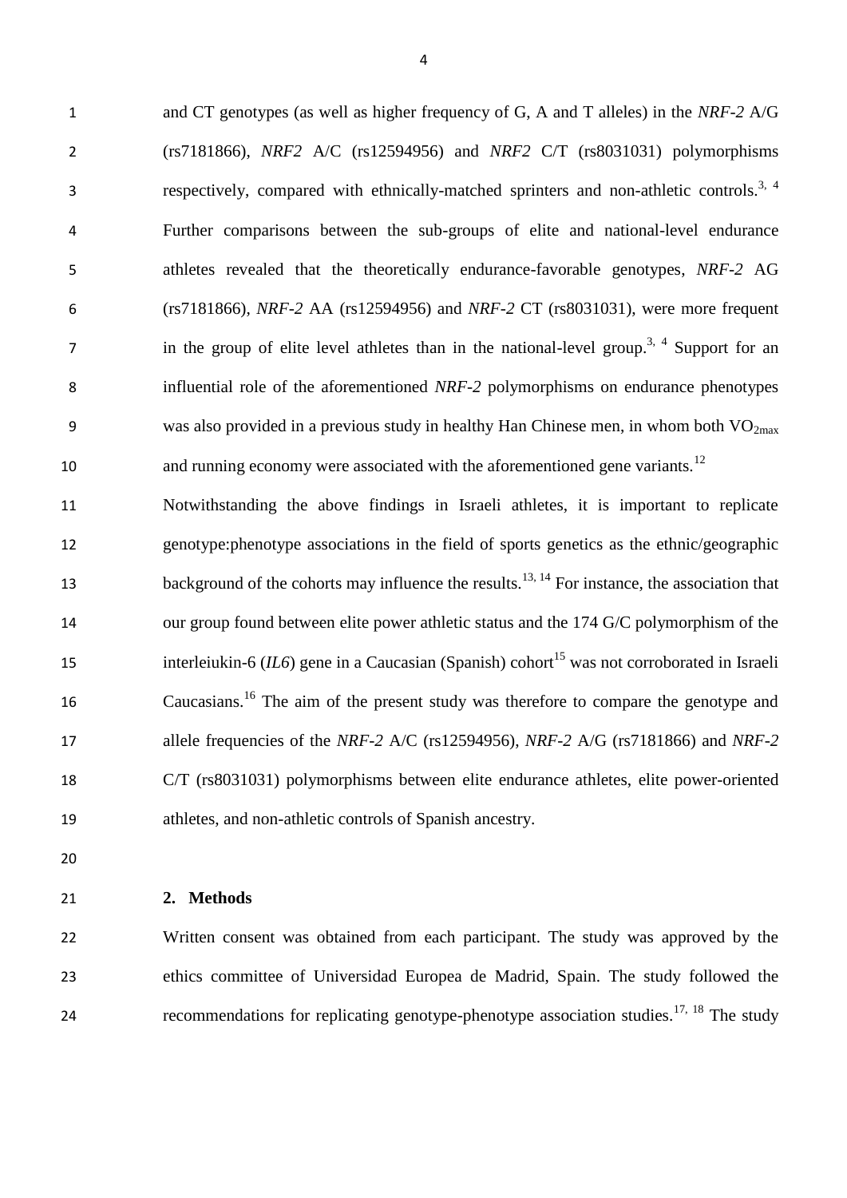and CT genotypes (as well as higher frequency of G, A and T alleles) in the *NRF-2* A/G (rs7181866), *NRF2* A/C (rs12594956) and *NRF2* C/T (rs8031031) polymorphisms respectively, compared with ethnically-matched sprinters and non-athletic controls.[3, 4] Further comparisons between the sub-groups of elite and national-level endurance athletes revealed that the theoretically endurance-favorable genotypes, *NRF-2* AG (rs7181866), *NRF-2* AA (rs12594956) and *NRF-2* CT (rs8031031), were more frequent in the group of elite level athletes than in the national-level group.[3, 4] Support for an influential role of the aforementioned *NRF-2* polymorphisms on endurance phenotypes was also provided in a previous study in healthy Han Chinese men, in whom both $VO_{2max}$ and running economy were associated with the aforementioned gene variants.[12]

Notwithstanding the above findings in Israeli athletes, it is important to replicate genotype:phenotype associations in the field of sports genetics as the ethnic/geographic background of the cohorts may influence the results.[13, 14] For instance, the association that our group found between elite power athletic status and the 174 G/C polymorphism of the interleiukin-6 (*IL6*) gene in a Caucasian (Spanish) cohort[15] was not corroborated in Israeli Caucasians.[16] The aim of the present study was therefore to compare the genotype and allele frequencies of the *NRF-2* A/C (rs12594956), *NRF-2* A/G (rs7181866) and *NRF-2* C/T (rs8031031) polymorphisms between elite endurance athletes, elite power-oriented athletes, and non-athletic controls of Spanish ancestry.

## 2. Methods

Written consent was obtained from each participant. The study was approved by the ethics committee of Universidad Europea de Madrid, Spain. The study followed the recommendations for replicating genotype-phenotype association studies.[17, 18] The study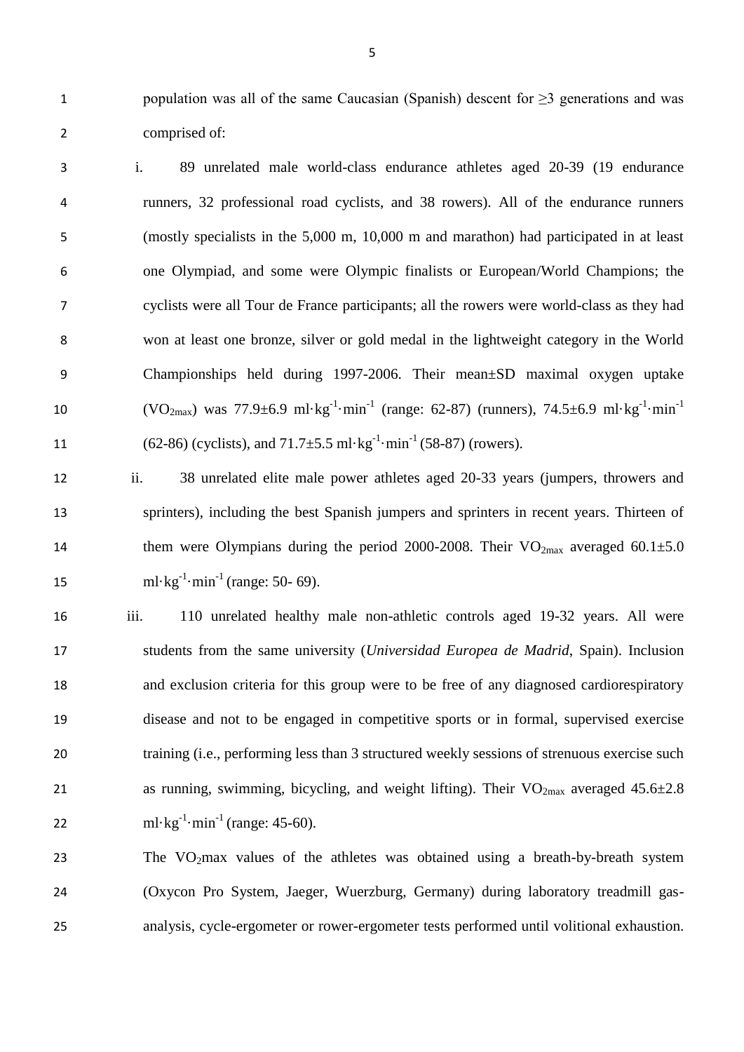population was all of the same Caucasian (Spanish) descent for ≥3 generations and was comprised of:

i. 89 unrelated male world-class endurance athletes aged 20-39 (19 endurance runners, 32 professional road cyclists, and 38 rowers). All of the endurance runners (mostly specialists in the 5,000 m, 10,000 m and marathon) had participated in at least one Olympiad, and some were Olympic finalists or European/World Champions; the cyclists were all Tour de France participants; all the rowers were world-class as they had won at least one bronze, silver or gold medal in the lightweight category in the World Championships held during 1997-2006. Their mean±SD maximal oxygen uptake ($VO_{2max}$) was 77.9±6.9 $ml \cdot kg^{-1} \cdot min^{-1}$ (range: 62-87) (runners), 74.5±6.9 $ml \cdot kg^{-1} \cdot min^{-1}$ (62-86) (cyclists), and 71.7±5.5 $ml \cdot kg^{-1} \cdot min^{-1}$ (58-87) (rowers).

ii. 38 unrelated elite male power athletes aged 20-33 years (jumpers, throwers and sprinters), including the best Spanish jumpers and sprinters in recent years. Thirteen of them were Olympians during the period 2000-2008. Their $VO_{2max}$ averaged 60.1±5.0 $ml \cdot kg^{-1} \cdot min^{-1}$ (range: 50- 69).

iii. 110 unrelated healthy male non-athletic controls aged 19-32 years. All were students from the same university (*Universidad Europea de Madrid*, Spain). Inclusion and exclusion criteria for this group were to be free of any diagnosed cardiorespiratory disease and not to be engaged in competitive sports or in formal, supervised exercise training (i.e., performing less than 3 structured weekly sessions of strenuous exercise such as running, swimming, bicycling, and weight lifting). Their $VO_{2max}$ averaged 45.6±2.8 $ml \cdot kg^{-1} \cdot min^{-1}$ (range: 45-60).

The $VO_2$max values of the athletes was obtained using a breath-by-breath system (Oxycon Pro System, Jaeger, Wuerzburg, Germany) during laboratory treadmill gas-analysis, cycle-ergometer or rower-ergometer tests performed until volitional exhaustion.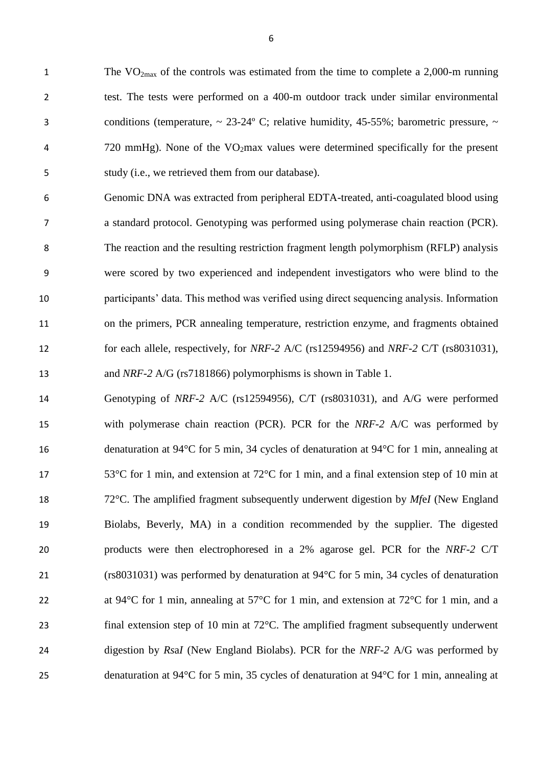The $VO_{2max}$ of the controls was estimated from the time to complete a 2,000-m running test. The tests were performed on a 400-m outdoor track under similar environmental conditions (temperature, ~ 23-24º C; relative humidity, 45-55%; barometric pressure, ~ 720 mmHg). None of the $VO_2$max values were determined specifically for the present study (i.e., we retrieved them from our database).

Genomic DNA was extracted from peripheral EDTA-treated, anti-coagulated blood using a standard protocol. Genotyping was performed using polymerase chain reaction (PCR). The reaction and the resulting restriction fragment length polymorphism (RFLP) analysis were scored by two experienced and independent investigators who were blind to the participants' data. This method was verified using direct sequencing analysis. Information on the primers, PCR annealing temperature, restriction enzyme, and fragments obtained for each allele, respectively, for *NRF-2* A/C (rs12594956) and *NRF-2* C/T (rs8031031), and *NRF-2* A/G (rs7181866) polymorphisms is shown in Table 1.

Genotyping of *NRF-2* A/C (rs12594956), C/T (rs8031031), and A/G were performed with polymerase chain reaction (PCR). PCR for the *NRF-2* A/C was performed by denaturation at 94°C for 5 min, 34 cycles of denaturation at 94°C for 1 min, annealing at 53°C for 1 min, and extension at 72°C for 1 min, and a final extension step of 10 min at 72°C. The amplified fragment subsequently underwent digestion by *MfeI* (New England Biolabs, Beverly, MA) in a condition recommended by the supplier. The digested products were then electrophoresed in a 2% agarose gel. PCR for the *NRF-2* C/T (rs8031031) was performed by denaturation at 94°C for 5 min, 34 cycles of denaturation at 94°C for 1 min, annealing at 57°C for 1 min, and extension at 72°C for 1 min, and a final extension step of 10 min at 72°C. The amplified fragment subsequently underwent digestion by *RsaI* (New England Biolabs). PCR for the *NRF-2* A/G was performed by denaturation at 94°C for 5 min, 35 cycles of denaturation at 94°C for 1 min, annealing at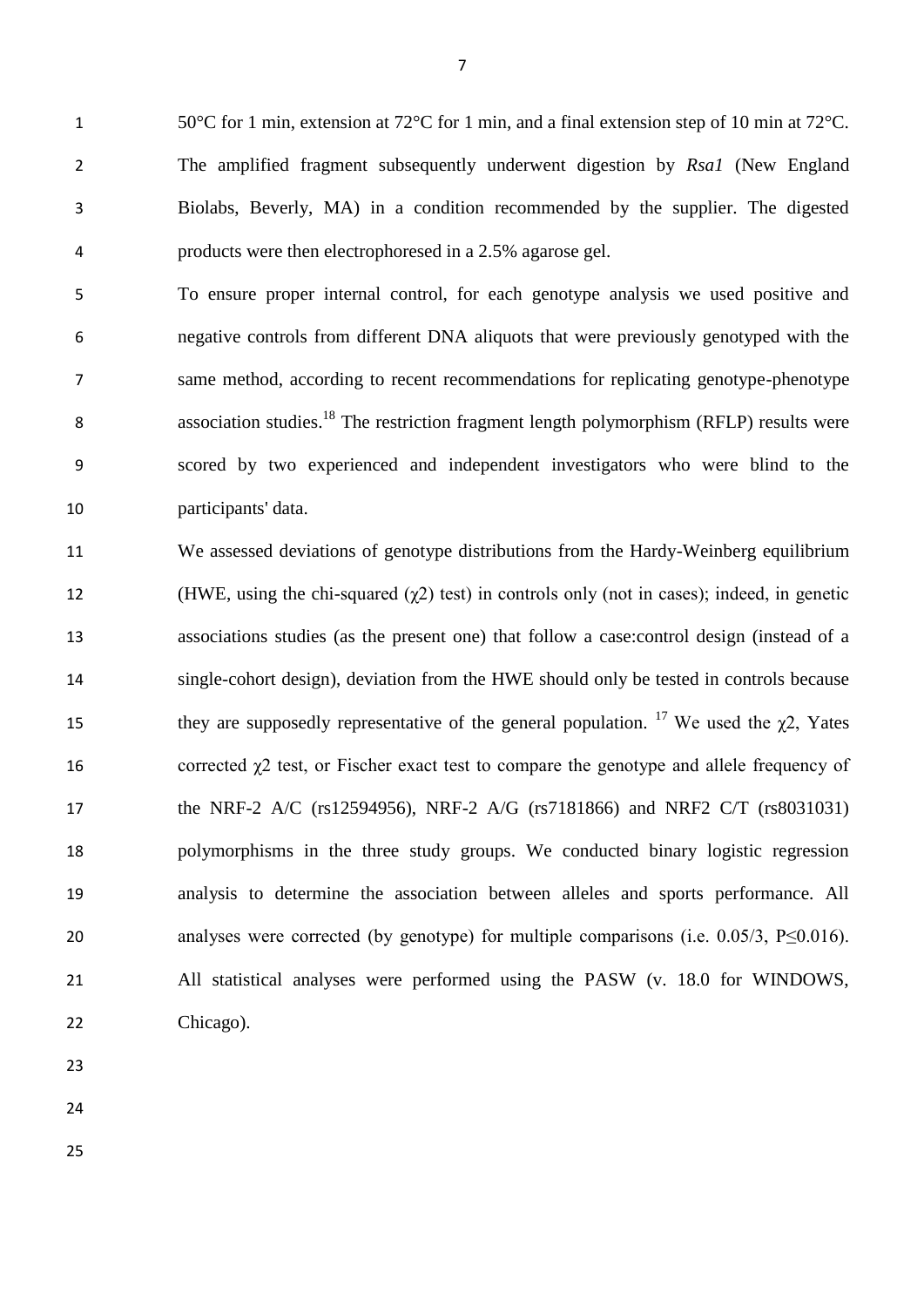50°C for 1 min, extension at 72°C for 1 min, and a final extension step of 10 min at 72°C. The amplified fragment subsequently underwent digestion by *Rsa1* (New England Biolabs, Beverly, MA) in a condition recommended by the supplier. The digested products were then electrophoresed in a 2.5% agarose gel.

To ensure proper internal control, for each genotype analysis we used positive and negative controls from different DNA aliquots that were previously genotyped with the same method, according to recent recommendations for replicating genotype-phenotype association studies.[18] The restriction fragment length polymorphism (RFLP) results were scored by two experienced and independent investigators who were blind to the participants' data.

We assessed deviations of genotype distributions from the Hardy-Weinberg equilibrium (HWE, using the chi-squared ($\chi 2$) test) in controls only (not in cases); indeed, in genetic associations studies (as the present one) that follow a case:control design (instead of a single-cohort design), deviation from the HWE should only be tested in controls because they are supposedly representative of the general population. [17] We used the $\chi 2$, Yates corrected $\chi 2$ test, or Fischer exact test to compare the genotype and allele frequency of the NRF-2 A/C (rs12594956), NRF-2 A/G (rs7181866) and NRF2 C/T (rs8031031) polymorphisms in the three study groups. We conducted binary logistic regression analysis to determine the association between alleles and sports performance. All analyses were corrected (by genotype) for multiple comparisons (i.e. 0.05/3, $P \leq 0.016$). All statistical analyses were performed using the PASW (v. 18.0 for WINDOWS, Chicago).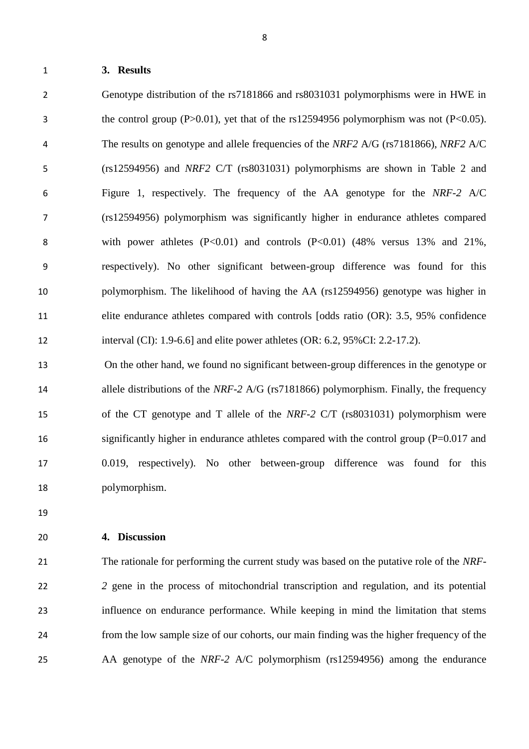## 3. Results

Genotype distribution of the rs7181866 and rs8031031 polymorphisms were in HWE in the control group ($P>0.01$), yet that of the rs12594956 polymorphism was not ($P<0.05$). The results on genotype and allele frequencies of the *NRF2* A/G (rs7181866), *NRF2* A/C (rs12594956) and *NRF2* C/T (rs8031031) polymorphisms are shown in Table 2 and Figure 1, respectively. The frequency of the AA genotype for the *NRF-2* A/C (rs12594956) polymorphism was significantly higher in endurance athletes compared with power athletes ($P<0.01$) and controls ($P<0.01$) (48% versus 13% and 21%, respectively). No other significant between-group difference was found for this polymorphism. The likelihood of having the AA (rs12594956) genotype was higher in elite endurance athletes compared with controls [odds ratio (OR): 3.5, 95% confidence interval (CI): 1.9-6.6] and elite power athletes (OR: 6.2, 95%CI: 2.2-17.2).

On the other hand, we found no significant between-group differences in the genotype or allele distributions of the *NRF-2* A/G (rs7181866) polymorphism. Finally, the frequency of the CT genotype and T allele of the *NRF-2* C/T (rs8031031) polymorphism were significantly higher in endurance athletes compared with the control group ($P=0.017$ and 0.019, respectively). No other between-group difference was found for this polymorphism.

## 4. Discussion

The rationale for performing the current study was based on the putative role of the *NRF-2* gene in the process of mitochondrial transcription and regulation, and its potential influence on endurance performance. While keeping in mind the limitation that stems from the low sample size of our cohorts, our main finding was the higher frequency of the AA genotype of the *NRF-2* A/C polymorphism (rs12594956) among the endurance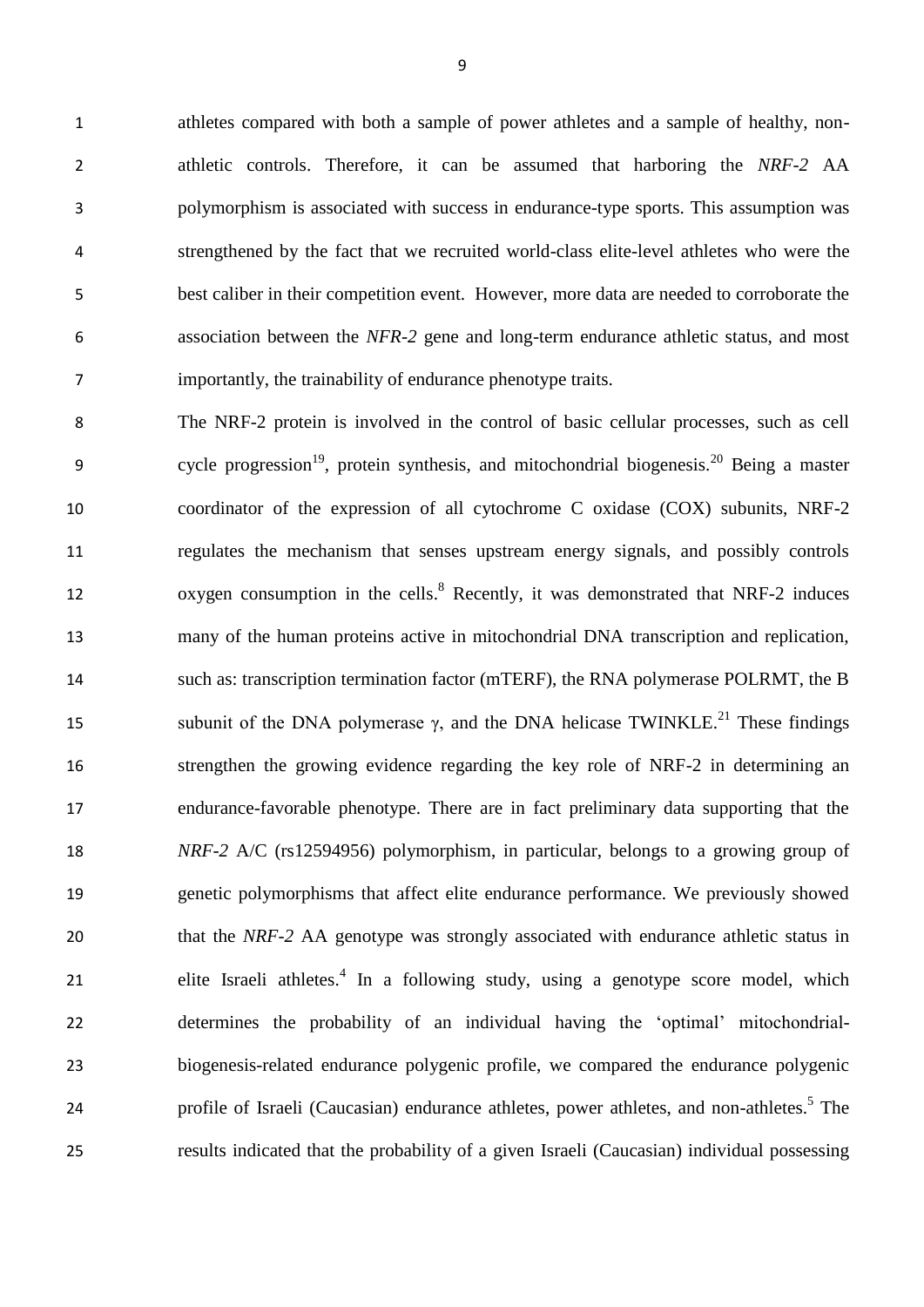athletes compared with both a sample of power athletes and a sample of healthy, non-athletic controls. Therefore, it can be assumed that harboring the *NRF-2* AA polymorphism is associated with success in endurance-type sports. This assumption was strengthened by the fact that we recruited world-class elite-level athletes who were the best caliber in their competition event. However, more data are needed to corroborate the association between the *NFR-2* gene and long-term endurance athletic status, and most importantly, the trainability of endurance phenotype traits.

The NRF-2 protein is involved in the control of basic cellular processes, such as cell cycle progression[19], protein synthesis, and mitochondrial biogenesis.[20] Being a master coordinator of the expression of all cytochrome C oxidase (COX) subunits, NRF-2 regulates the mechanism that senses upstream energy signals, and possibly controls oxygen consumption in the cells.[8] Recently, it was demonstrated that NRF-2 induces many of the human proteins active in mitochondrial DNA transcription and replication, such as: transcription termination factor (mTERF), the RNA polymerase POLRMT, the B subunit of the DNA polymerase $\gamma$, and the DNA helicase TWINKLE.[21] These findings strengthen the growing evidence regarding the key role of NRF-2 in determining an endurance-favorable phenotype. There are in fact preliminary data supporting that the *NRF-2* A/C (rs12594956) polymorphism, in particular, belongs to a growing group of genetic polymorphisms that affect elite endurance performance. We previously showed that the *NRF-2* AA genotype was strongly associated with endurance athletic status in elite Israeli athletes.[4] In a following study, using a genotype score model, which determines the probability of an individual having the 'optimal' mitochondrial-biogenesis-related endurance polygenic profile, we compared the endurance polygenic profile of Israeli (Caucasian) endurance athletes, power athletes, and non-athletes.[5] The results indicated that the probability of a given Israeli (Caucasian) individual possessing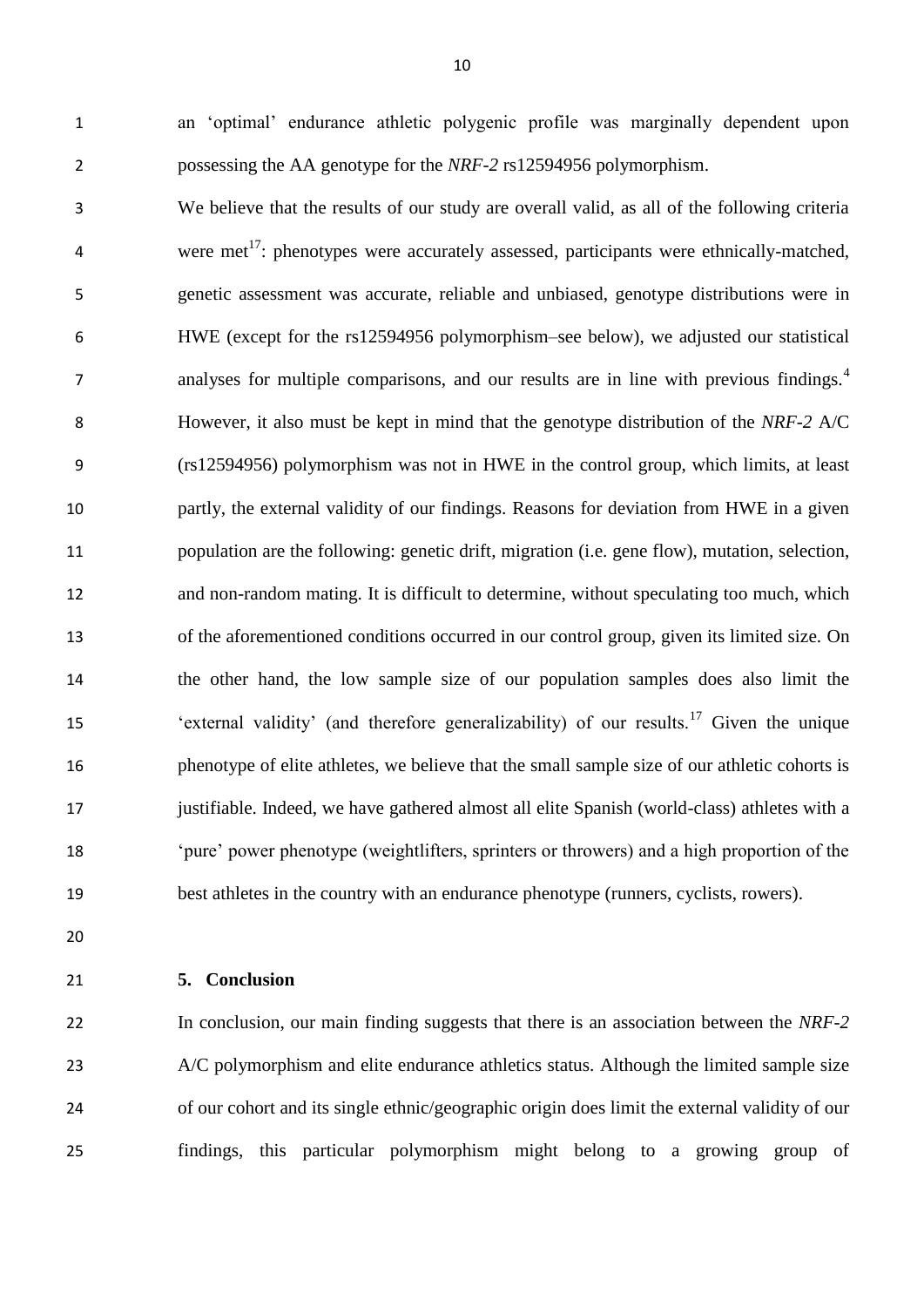an 'optimal' endurance athletic polygenic profile was marginally dependent upon possessing the AA genotype for the *NRF-2* rs12594956 polymorphism.

We believe that the results of our study are overall valid, as all of the following criteria were met[17]: phenotypes were accurately assessed, participants were ethnically-matched, genetic assessment was accurate, reliable and unbiased, genotype distributions were in HWE (except for the rs12594956 polymorphism–see below), we adjusted our statistical analyses for multiple comparisons, and our results are in line with previous findings.[4] However, it also must be kept in mind that the genotype distribution of the *NRF-2* A/C (rs12594956) polymorphism was not in HWE in the control group, which limits, at least partly, the external validity of our findings. Reasons for deviation from HWE in a given population are the following: genetic drift, migration (i.e. gene flow), mutation, selection, and non-random mating. It is difficult to determine, without speculating too much, which of the aforementioned conditions occurred in our control group, given its limited size. On the other hand, the low sample size of our population samples does also limit the 'external validity' (and therefore generalizability) of our results.[17] Given the unique phenotype of elite athletes, we believe that the small sample size of our athletic cohorts is justifiable. Indeed, we have gathered almost all elite Spanish (world-class) athletes with a 'pure' power phenotype (weightlifters, sprinters or throwers) and a high proportion of the best athletes in the country with an endurance phenotype (runners, cyclists, rowers).

## 5. Conclusion

In conclusion, our main finding suggests that there is an association between the *NRF-2* A/C polymorphism and elite endurance athletics status. Although the limited sample size of our cohort and its single ethnic/geographic origin does limit the external validity of our findings, this particular polymorphism might belong to a growing group of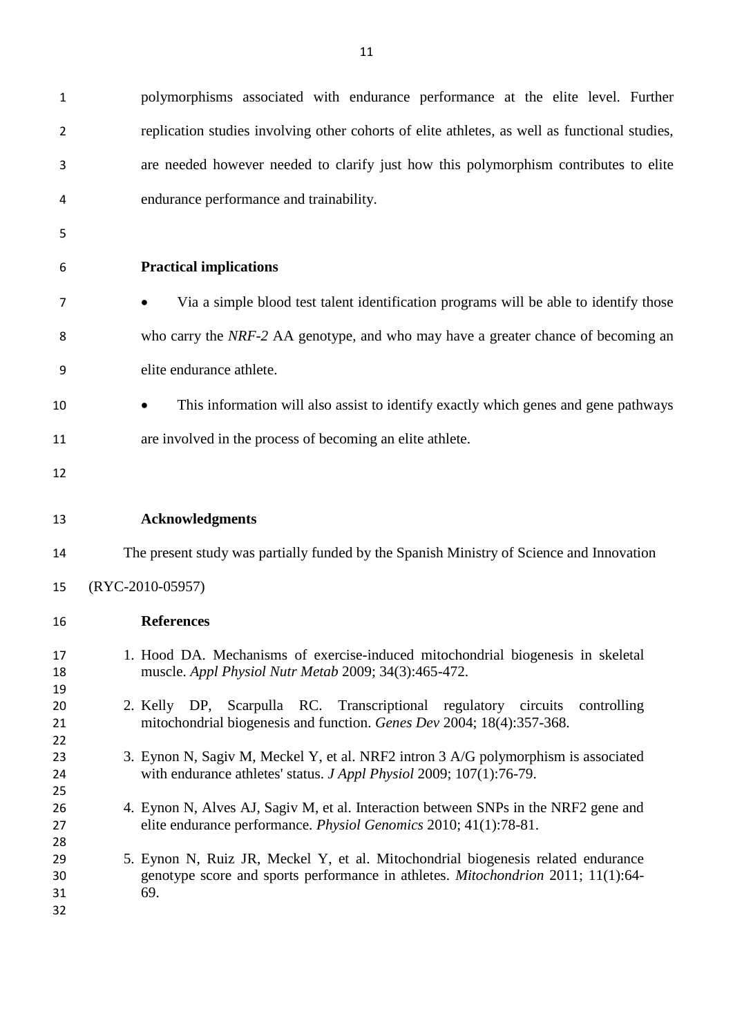polymorphisms associated with endurance performance at the elite level. Further replication studies involving other cohorts of elite athletes, as well as functional studies, are needed however needed to clarify just how this polymorphism contributes to elite endurance performance and trainability.

**Practical implications**

- Via a simple blood test talent identification programs will be able to identify those who carry the *NRF-2* AA genotype, and who may have a greater chance of becoming an elite endurance athlete.
- This information will also assist to identify exactly which genes and gene pathways are involved in the process of becoming an elite athlete.

**Acknowledgments**

The present study was partially funded by the Spanish Ministry of Science and Innovation (RYC-2010-05957)

**References**

1. Hood DA. Mechanisms of exercise-induced mitochondrial biogenesis in skeletal muscle. *Appl Physiol Nutr Metab* 2009; 34(3):465-472.

2. Kelly DP, Scarpulla RC. Transcriptional regulatory circuits controlling mitochondrial biogenesis and function. *Genes Dev* 2004; 18(4):357-368.

3. Eynon N, Sagiv M, Meckel Y, et al. NRF2 intron 3 A/G polymorphism is associated with endurance athletes' status. *J Appl Physiol* 2009; 107(1):76-79.

4. Eynon N, Alves AJ, Sagiv M, et al. Interaction between SNPs in the NRF2 gene and elite endurance performance. *Physiol Genomics* 2010; 41(1):78-81.

5. Eynon N, Ruiz JR, Meckel Y, et al. Mitochondrial biogenesis related endurance genotype score and sports performance in athletes. *Mitochondrion* 2011; 11(1):64-69.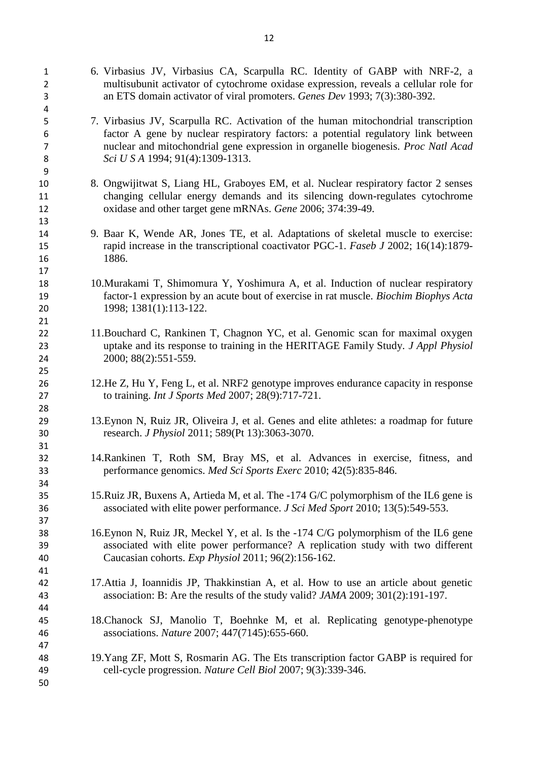6. Virbasius JV, Virbasius CA, Scarpulla RC. Identity of GABP with NRF-2, a multisubunit activator of cytochrome oxidase expression, reveals a cellular role for an ETS domain activator of viral promoters. *Genes Dev* 1993; 7(3):380-392.

7. Virbasius JV, Scarpulla RC. Activation of the human mitochondrial transcription factor A gene by nuclear respiratory factors: a potential regulatory link between nuclear and mitochondrial gene expression in organelle biogenesis. *Proc Natl Acad Sci U S A* 1994; 91(4):1309-1313.

8. Ongwijitwat S, Liang HL, Graboyes EM, et al. Nuclear respiratory factor 2 senses changing cellular energy demands and its silencing down-regulates cytochrome oxidase and other target gene mRNAs. *Gene* 2006; 374:39-49.

9. Baar K, Wende AR, Jones TE, et al. Adaptations of skeletal muscle to exercise: rapid increase in the transcriptional coactivator PGC-1. *Faseb J* 2002; 16(14):1879-1886.

10. Murakami T, Shimomura Y, Yoshimura A, et al. Induction of nuclear respiratory factor-1 expression by an acute bout of exercise in rat muscle. *Biochim Biophys Acta* 1998; 1381(1):113-122.

11. Bouchard C, Rankinen T, Chagnon YC, et al. Genomic scan for maximal oxygen uptake and its response to training in the HERITAGE Family Study. *J Appl Physiol* 2000; 88(2):551-559.

12. He Z, Hu Y, Feng L, et al. NRF2 genotype improves endurance capacity in response to training. *Int J Sports Med* 2007; 28(9):717-721.

13. Eynon N, Ruiz JR, Oliveira J, et al. Genes and elite athletes: a roadmap for future research. *J Physiol* 2011; 589(Pt 13):3063-3070.

14. Rankinen T, Roth SM, Bray MS, et al. Advances in exercise, fitness, and performance genomics. *Med Sci Sports Exerc* 2010; 42(5):835-846.

15. Ruiz JR, Buxens A, Artieda M, et al. The -174 G/C polymorphism of the IL6 gene is associated with elite power performance. *J Sci Med Sport* 2010; 13(5):549-553.

16. Eynon N, Ruiz JR, Meckel Y, et al. Is the -174 C/G polymorphism of the IL6 gene associated with elite power performance? A replication study with two different Caucasian cohorts. *Exp Physiol* 2011; 96(2):156-162.

17. Attia J, Ioannidis JP, Thakkinstian A, et al. How to use an article about genetic association: B: Are the results of the study valid? *JAMA* 2009; 301(2):191-197.

18. Chanock SJ, Manolio T, Boehnke M, et al. Replicating genotype-phenotype associations. *Nature* 2007; 447(7145):655-660.

19. Yang ZF, Mott S, Rosmarin AG. The Ets transcription factor GABP is required for cell-cycle progression. *Nature Cell Biol* 2007; 9(3):339-346.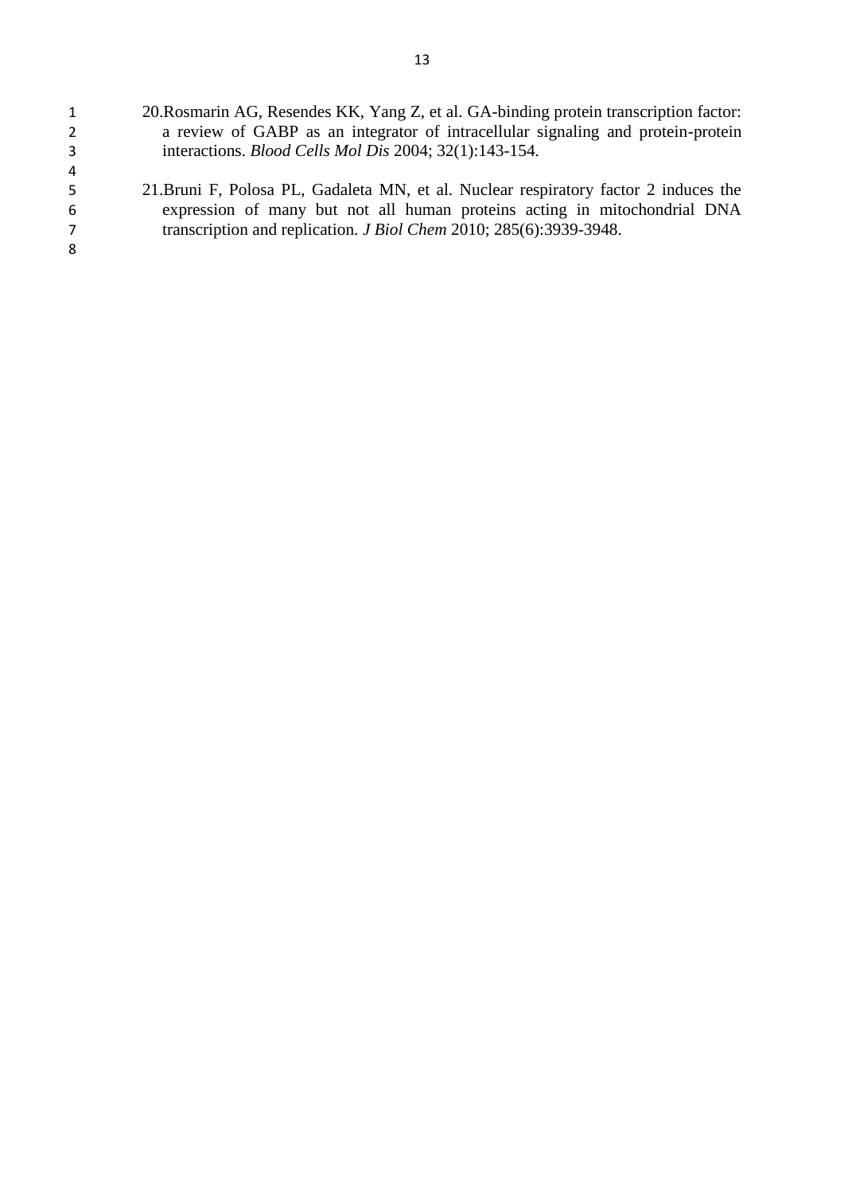20. Rosmarin AG, Resendes KK, Yang Z, et al. GA-binding protein transcription factor: a review of GABP as an integrator of intracellular signaling and protein-protein interactions. *Blood Cells Mol Dis* 2004; 32(1):143-154.

21. Bruni F, Polosa PL, Gadaleta MN, et al. Nuclear respiratory factor 2 induces the expression of many but not all human proteins acting in mitochondrial DNA transcription and replication. *J Biol Chem* 2010; 285(6):3939-3948.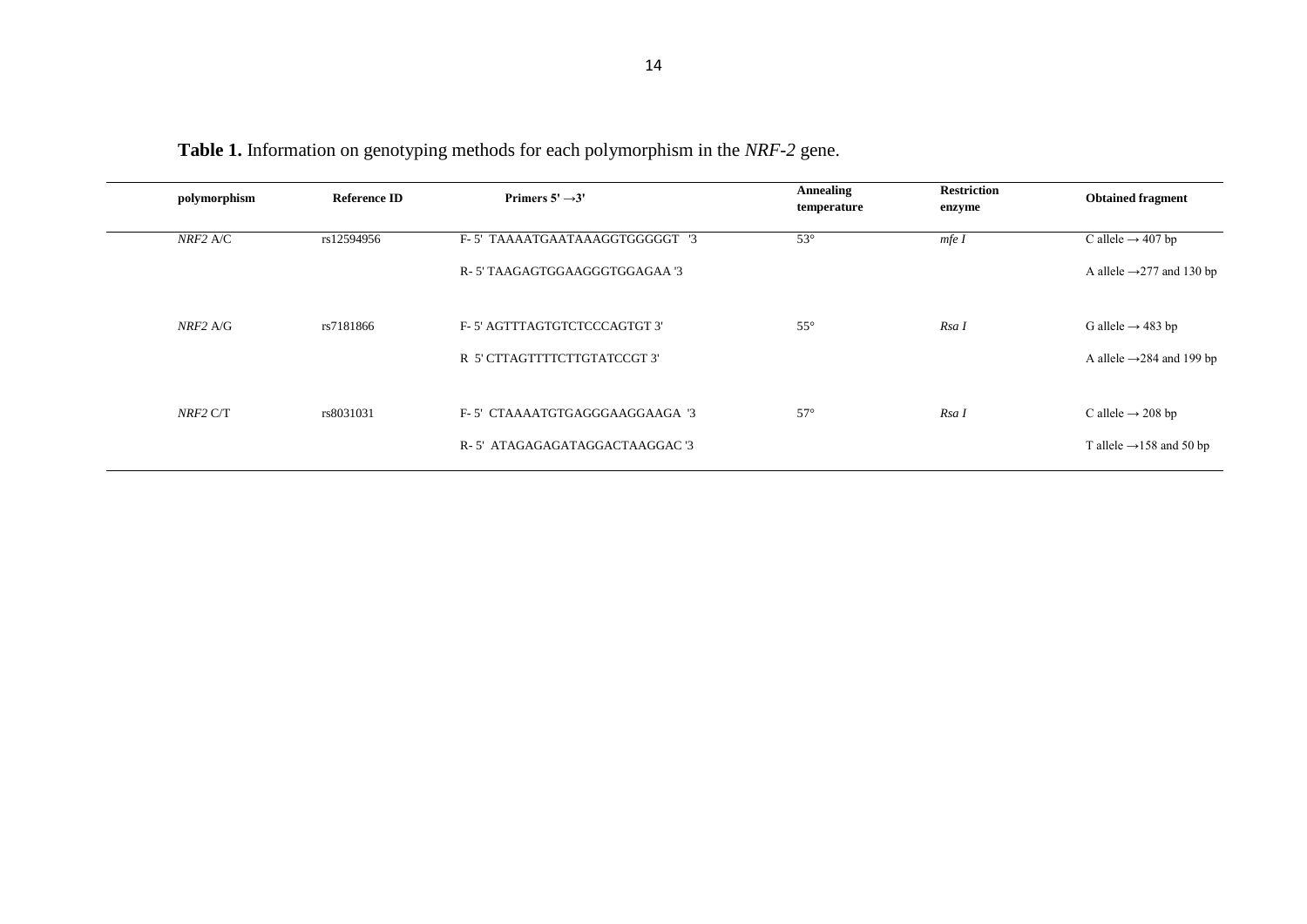**Table 1.** Information on genotyping methods for each polymorphism in the *NRF-2* gene.

| polymorphism | Reference ID | Primers 5' →3' | Annealing temperature | Restriction enzyme | Obtained fragment |
|---|---|---|---|---|---|
| *NRF2* A/C | rs12594956 | F- 5' TAAAATGAATAAAGGTGGGGGT '3 | 53° | *mfe I* | C allele → 407 bp |
| | | R- 5' TAAGAGTGGAAGGGTGGAGAA '3 | | | A allele →277 and 130 bp |
| *NRF2* A/G | rs7181866 | F- 5' AGTTTAGTGTCTCCCAGTGT 3' | 55° | *Rsa I* | G allele → 483 bp |
| | | R 5' CTTAGTTTTCTTGTATCCGT 3' | | | A allele →284 and 199 bp |
| *NRF2* C/T | rs8031031 | F- 5' CTAAAATGTGAGGGAAGGAAGA '3 | 57° | *Rsa I* | C allele → 208 bp |
| | | R- 5' ATAGAGAGATAGGACTAAGGAC '3 | | | T allele →158 and 50 bp |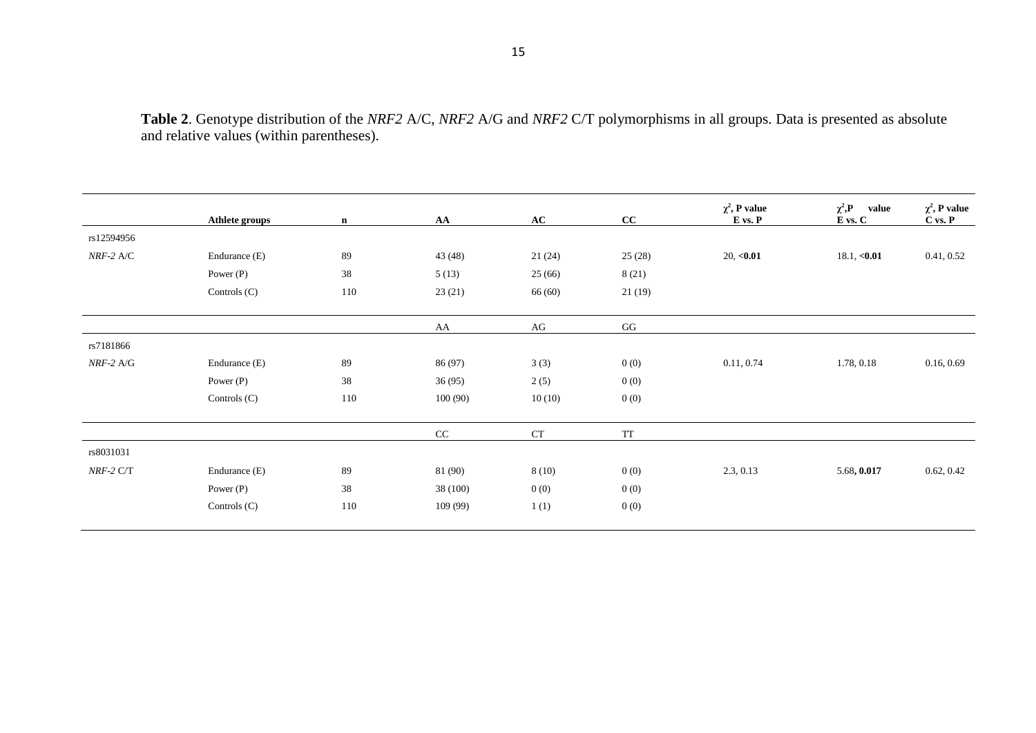**Table 2**. Genotype distribution of the *NRF2* A/C, *NRF2* A/G and *NRF2* C/T polymorphisms in all groups. Data is presented as absolute and relative values (within parentheses).

| | **Athlete groups** | **n** | **AA** | **AC** | **CC** | **$\chi^2$, P value E vs. P** | **$\chi^2$,P value E vs. C** | **$\chi^2$, P value C vs. P** |
|---|---|---|---|---|---|---|---|---|
| rs12594956 | | | | | | | | |
| *NRF-2* A/C | Endurance (E) | 89 | 43 (48) | 21 (24) | 25 (28) | 20, **<0.01** | 18.1, **<0.01** | 0.41, 0.52 |
| | Power (P) | 38 | 5 (13) | 25 (66) | 8 (21) | | | |
| | Controls (C) | 110 | 23 (21) | 66 (60) | 21 (19) | | | |
| | | | AA | AG | GG | | | |
| rs7181866 | | | | | | | | |
| *NRF-2* A/G | Endurance (E) | 89 | 86 (97) | 3 (3) | 0 (0) | 0.11, 0.74 | 1.78, 0.18 | 0.16, 0.69 |
| | Power (P) | 38 | 36 (95) | 2 (5) | 0 (0) | | | |
| | Controls (C) | 110 | 100 (90) | 10 (10) | 0 (0) | | | |
| | | | CC | CT | TT | | | |
| rs8031031 | | | | | | | | |
| *NRF-2* C/T | Endurance (E) | 89 | 81 (90) | 8 (10) | 0 (0) | 2.3, 0.13 | 5.68**, 0.017** | 0.62, 0.42 |
| | Power (P) | 38 | 38 (100) | 0 (0) | 0 (0) | | | |
| | Controls (C) | 110 | 109 (99) | 1 (1) | 0 (0) | | | |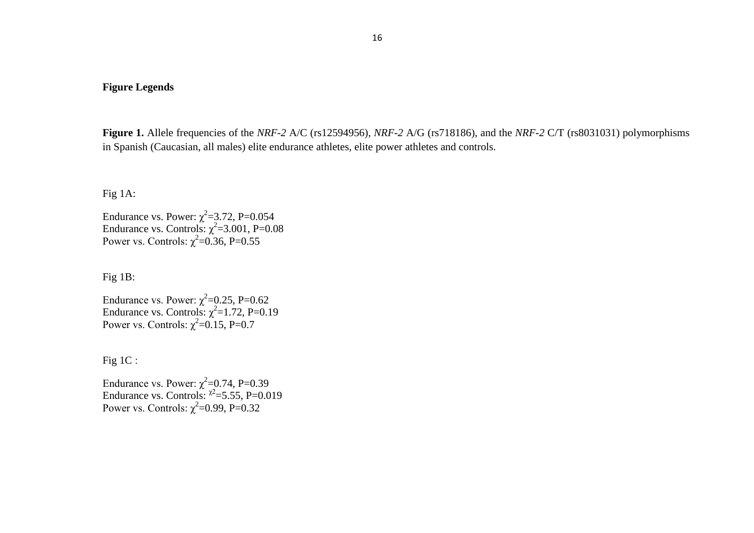**Figure Legends**

**Figure 1.** Allele frequencies of the *NRF-2* A/C (rs12594956), *NRF-2* A/G (rs718186), and the *NRF-2* C/T (rs8031031) polymorphisms in Spanish (Caucasian, all males) elite endurance athletes, elite power athletes and controls.

Fig 1A:

Endurance vs. Power: $\chi^2$=3.72, P=0.054
Endurance vs. Controls: $\chi^2$=3.001, P=0.08
Power vs. Controls: $\chi^2$=0.36, P=0.55

Fig 1B:

Endurance vs. Power: $\chi^2$=0.25, P=0.62
Endurance vs. Controls: $\chi^2$=1.72, P=0.19
Power vs. Controls: $\chi^2$=0.15, P=0.7

Fig 1C :

Endurance vs. Power: $\chi^2$=0.74, P=0.39
Endurance vs. Controls: $\chi^2$=5.55, P=0.019
Power vs. Controls: $\chi^2$=0.99, P=0.32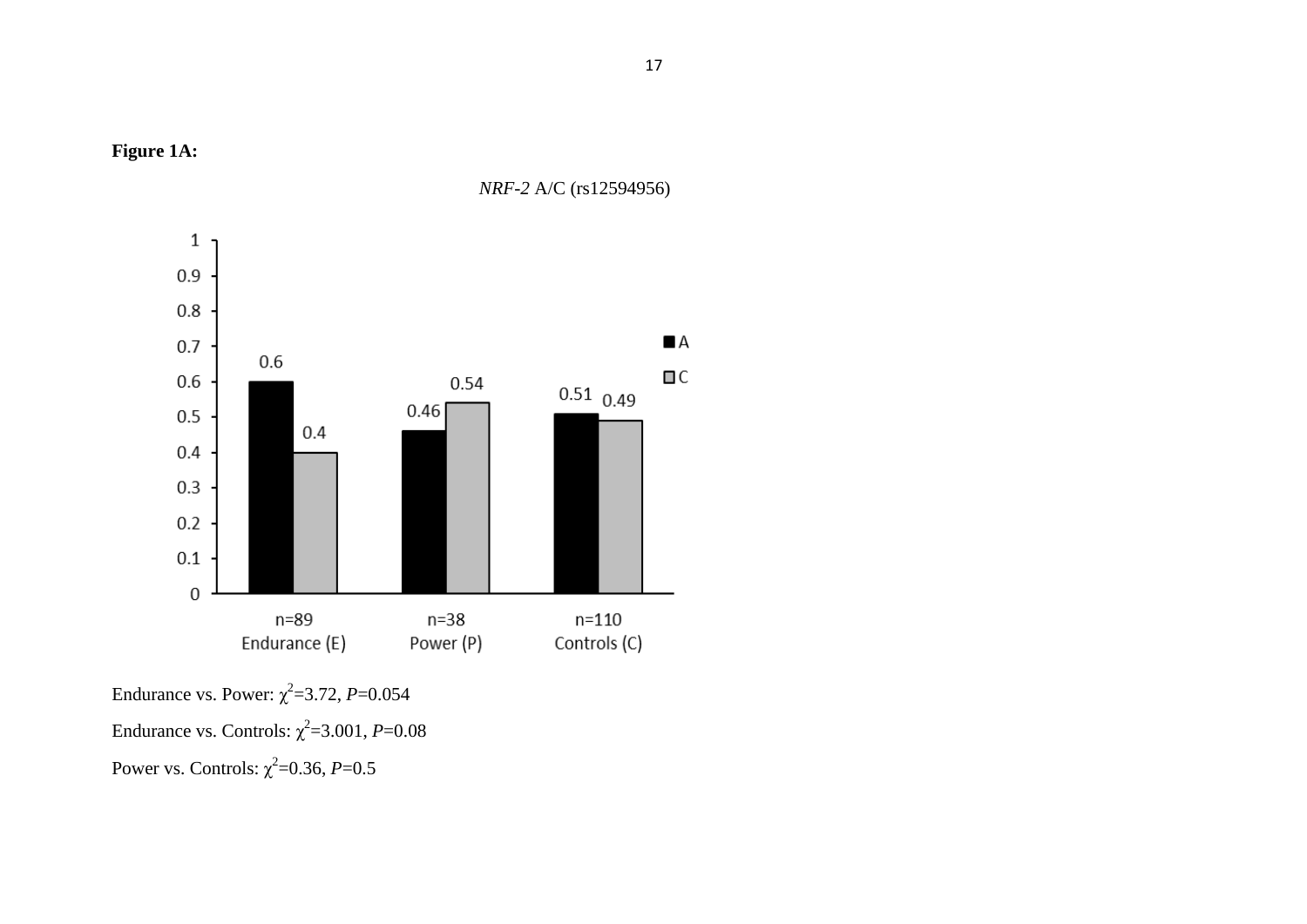**Figure 1A:**

*NRF-2* A/C (rs12594956)

Endurance vs. Power: $\chi^2$=3.72, *P*=0.054

Endurance vs. Controls: $\chi^2$=3.001, *P*=0.08

Power vs. Controls: $\chi^2$=0.36, *P*=0.5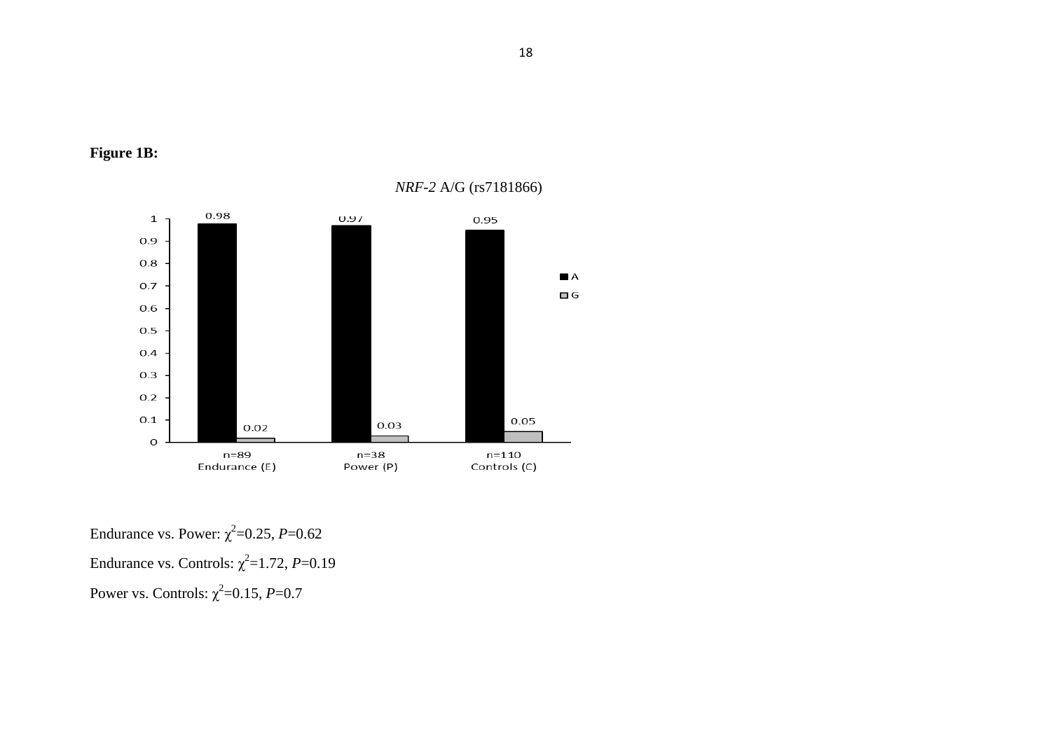**Figure 1B:**

*NRF-2* A/G (rs7181866)

| Group | A | G |
|---|---|---|
| n=89 Endurance (E) | 0.98 | 0.02 |
| n=38 Power (P) | 0.97 | 0.03 |
| n=110 Controls (C) | 0.95 | 0.05 |

Endurance vs. Power: $\chi^2$=0.25, $P$=0.62

Endurance vs. Controls: $\chi^2$=1.72, $P$=0.19

Power vs. Controls: $\chi^2$=0.15, $P$=0.7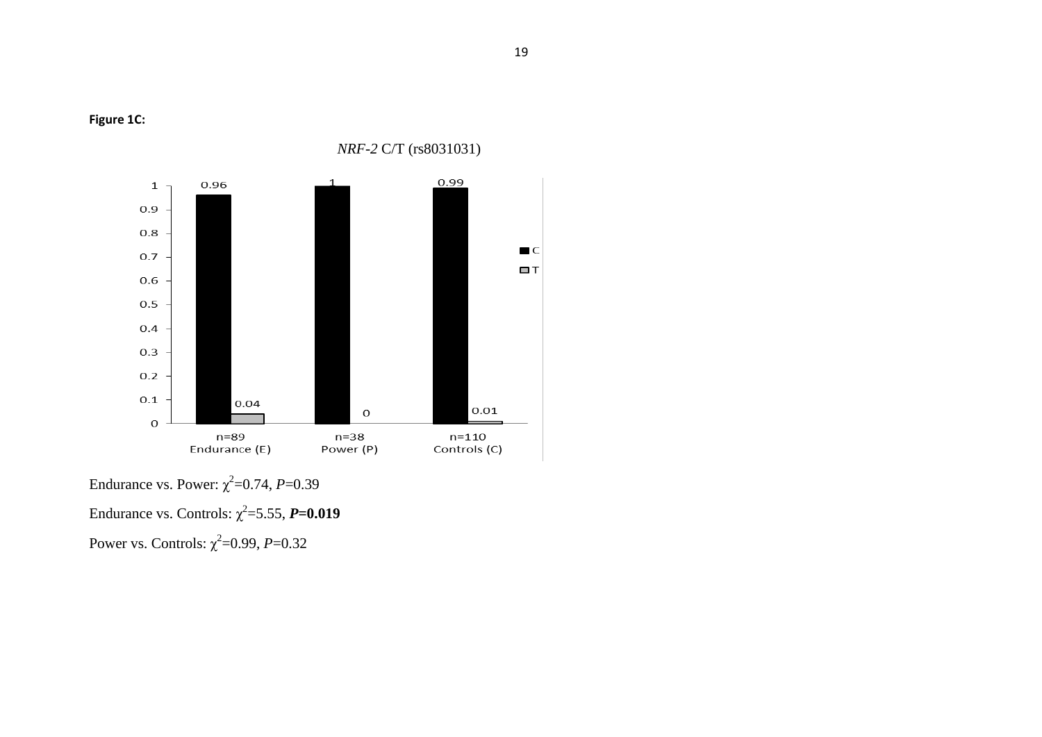**Figure 1C:**

*NRF-2* C/T (rs8031031)

1
0.9
0.8
0.7
0.6
0.5
0.4
0.3
0.2
0.1
0

0.96
0.04
1
0
0.99
0.01

C
T

n=89
Endurance (E)

n=38
Power (P)

n=110
Controls (C)

Endurance vs. Power: $\chi^2$=0.74, *P*=0.39

Endurance vs. Controls: $\chi^2$=5.55, ***P*=0.019**

Power vs. Controls: $\chi^2$=0.99, *P*=0.32